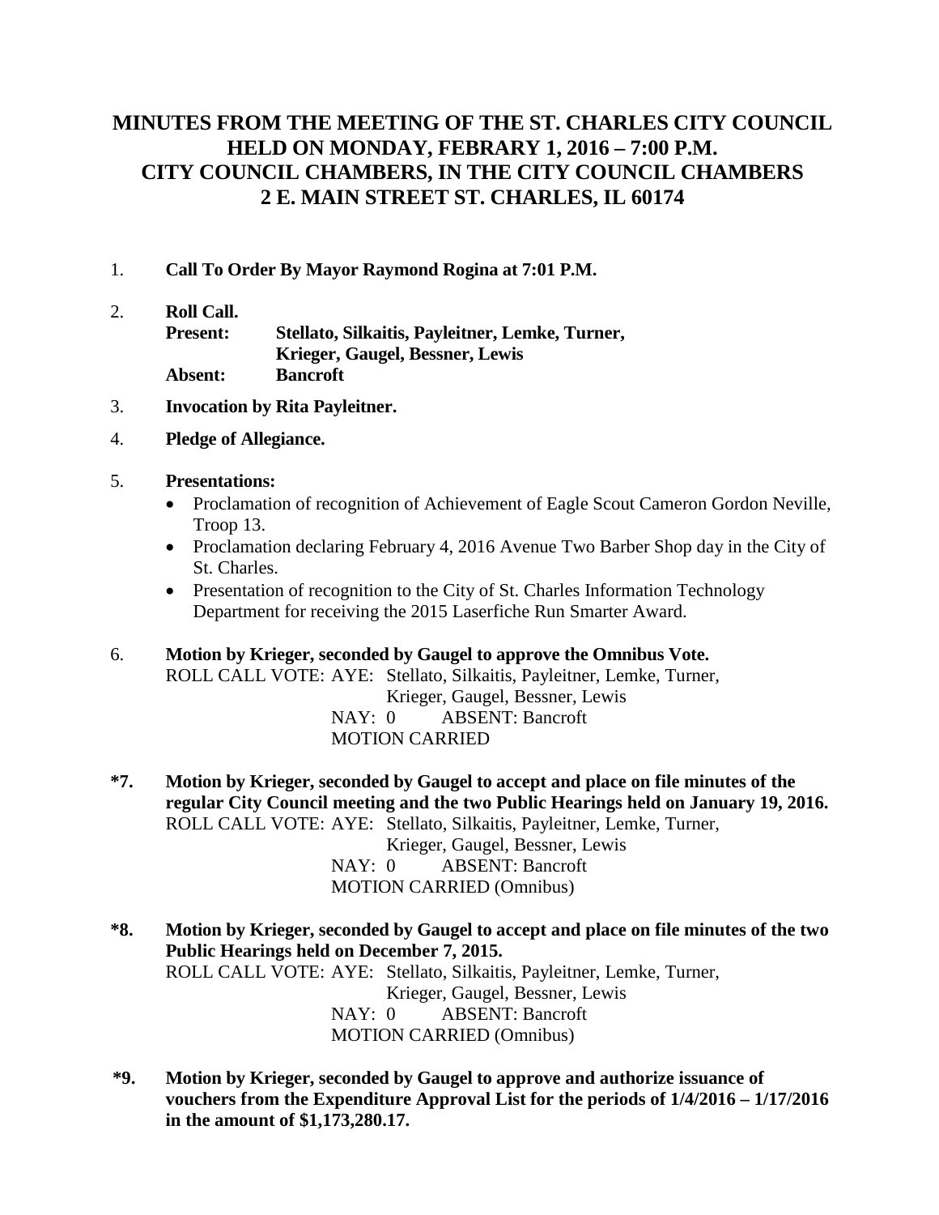# MINUTES FROM THE MEETING OF THE ST. CHARLES CITY COUNCIL HELD ON MONDAY, FEBRARY 1, 2016 – 7:00 P.M. CITY COUNCIL CHAMBERS, IN THE CITY COUNCIL CHAMBERS 2 E. MAIN STREET ST. CHARLES, IL 60174

1. **Call To Order By Mayor Raymond Rogina at 7:01 P.M.**

2. **Roll Call.**
   **Present: Stellato, Silkaitis, Payleitner, Lemke, Turner, Krieger, Gaugel, Bessner, Lewis**
   **Absent: Bancroft**

3. **Invocation by Rita Payleitner.**

4. **Pledge of Allegiance.**

5. **Presentations:**
   - Proclamation of recognition of Achievement of Eagle Scout Cameron Gordon Neville, Troop 13.
   - Proclamation declaring February 4, 2016 Avenue Two Barber Shop day in the City of St. Charles.
   - Presentation of recognition to the City of St. Charles Information Technology Department for receiving the 2015 Laserfiche Run Smarter Award.

6. **Motion by Krieger, seconded by Gaugel to approve the Omnibus Vote.**
   ROLL CALL VOTE: AYE: Stellato, Silkaitis, Payleitner, Lemke, Turner, Krieger, Gaugel, Bessner, Lewis
   NAY: 0 ABSENT: Bancroft
   MOTION CARRIED

**\*7. Motion by Krieger, seconded by Gaugel to accept and place on file minutes of the regular City Council meeting and the two Public Hearings held on January 19, 2016.**
   ROLL CALL VOTE: AYE: Stellato, Silkaitis, Payleitner, Lemke, Turner, Krieger, Gaugel, Bessner, Lewis
   NAY: 0 ABSENT: Bancroft
   MOTION CARRIED (Omnibus)

**\*8. Motion by Krieger, seconded by Gaugel to accept and place on file minutes of the two Public Hearings held on December 7, 2015.**
   ROLL CALL VOTE: AYE: Stellato, Silkaitis, Payleitner, Lemke, Turner, Krieger, Gaugel, Bessner, Lewis
   NAY: 0 ABSENT: Bancroft
   MOTION CARRIED (Omnibus)

**\*9. Motion by Krieger, seconded by Gaugel to approve and authorize issuance of vouchers from the Expenditure Approval List for the periods of 1/4/2016 – 1/17/2016 in the amount of $1,173,280.17.**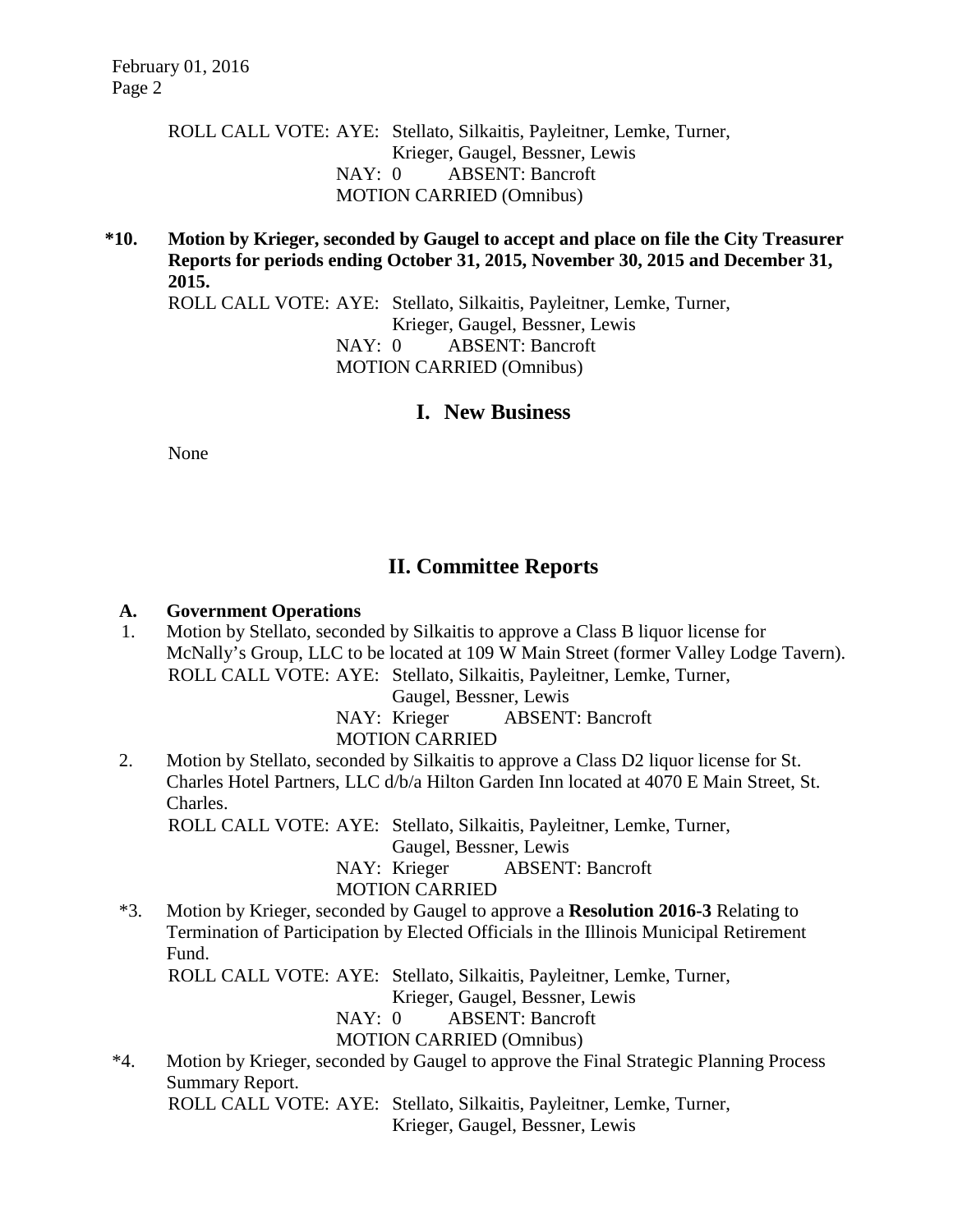ROLL CALL VOTE: AYE: Stellato, Silkaitis, Payleitner, Lemke, Turner, Krieger, Gaugel, Bessner, Lewis
NAY: 0 ABSENT: Bancroft
MOTION CARRIED (Omnibus)

**\*10. Motion by Krieger, seconded by Gaugel to accept and place on file the City Treasurer Reports for periods ending October 31, 2015, November 30, 2015 and December 31, 2015.**

ROLL CALL VOTE: AYE: Stellato, Silkaitis, Payleitner, Lemke, Turner, Krieger, Gaugel, Bessner, Lewis
NAY: 0 ABSENT: Bancroft
MOTION CARRIED (Omnibus)

## I. New Business

None

## II. Committee Reports

### A. Government Operations

1. Motion by Stellato, seconded by Silkaitis to approve a Class B liquor license for McNally's Group, LLC to be located at 109 W Main Street (former Valley Lodge Tavern).
   ROLL CALL VOTE: AYE: Stellato, Silkaitis, Payleitner, Lemke, Turner, Gaugel, Bessner, Lewis
   NAY: Krieger ABSENT: Bancroft
   MOTION CARRIED

2. Motion by Stellato, seconded by Silkaitis to approve a Class D2 liquor license for St. Charles Hotel Partners, LLC d/b/a Hilton Garden Inn located at 4070 E Main Street, St. Charles.
   ROLL CALL VOTE: AYE: Stellato, Silkaitis, Payleitner, Lemke, Turner, Gaugel, Bessner, Lewis
   NAY: Krieger ABSENT: Bancroft
   MOTION CARRIED

\*3. Motion by Krieger, seconded by Gaugel to approve a **Resolution 2016-3** Relating to Termination of Participation by Elected Officials in the Illinois Municipal Retirement Fund.
   ROLL CALL VOTE: AYE: Stellato, Silkaitis, Payleitner, Lemke, Turner, Krieger, Gaugel, Bessner, Lewis
   NAY: 0 ABSENT: Bancroft
   MOTION CARRIED (Omnibus)

\*4. Motion by Krieger, seconded by Gaugel to approve the Final Strategic Planning Process Summary Report.
   ROLL CALL VOTE: AYE: Stellato, Silkaitis, Payleitner, Lemke, Turner, Krieger, Gaugel, Bessner, Lewis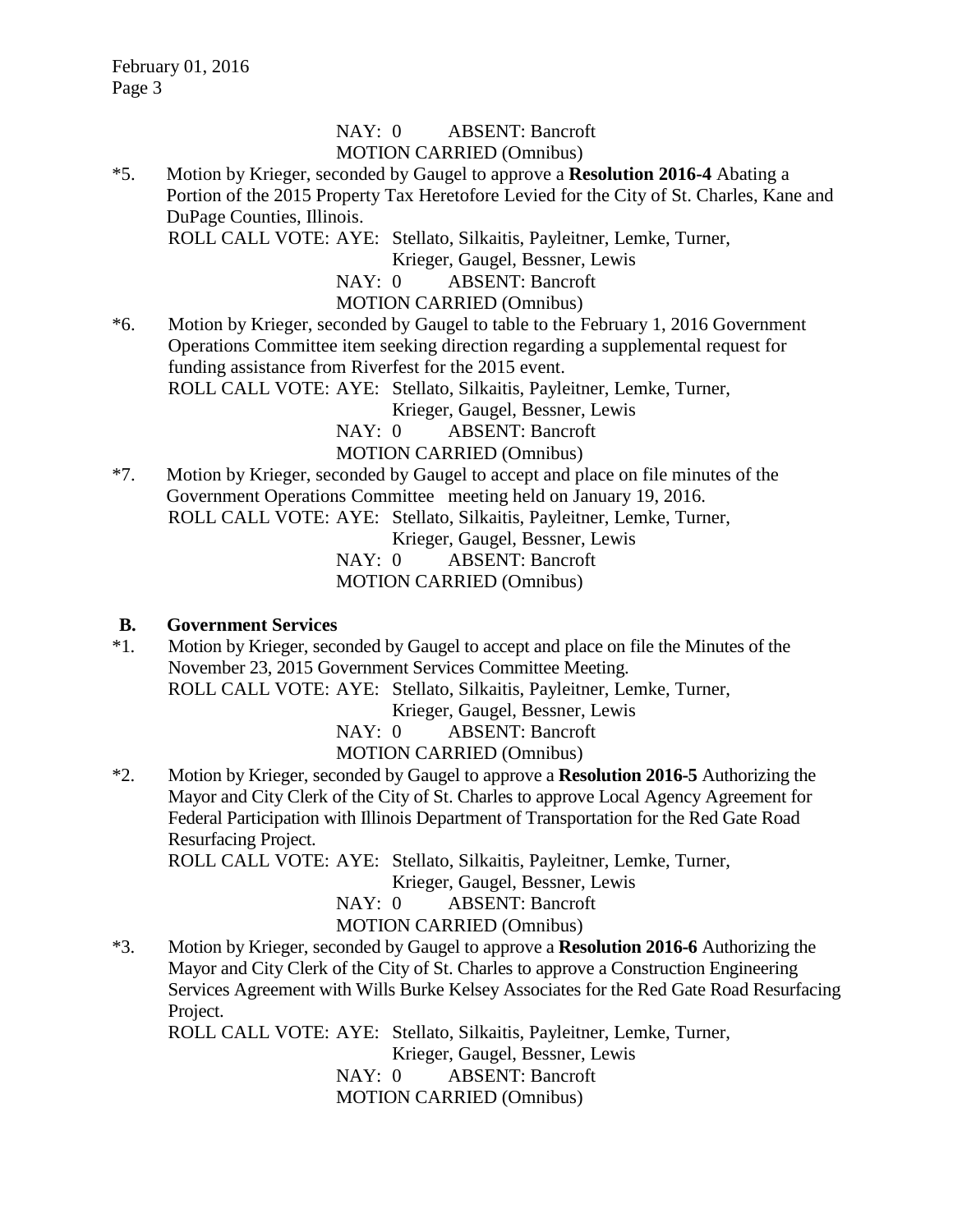NAY: 0 ABSENT: Bancroft
MOTION CARRIED (Omnibus)

*5. Motion by Krieger, seconded by Gaugel to approve a **Resolution 2016-4** Abating a Portion of the 2015 Property Tax Heretofore Levied for the City of St. Charles, Kane and DuPage Counties, Illinois.
ROLL CALL VOTE: AYE: Stellato, Silkaitis, Payleitner, Lemke, Turner, Krieger, Gaugel, Bessner, Lewis
NAY: 0 ABSENT: Bancroft
MOTION CARRIED (Omnibus)

*6. Motion by Krieger, seconded by Gaugel to table to the February 1, 2016 Government Operations Committee item seeking direction regarding a supplemental request for funding assistance from Riverfest for the 2015 event.
ROLL CALL VOTE: AYE: Stellato, Silkaitis, Payleitner, Lemke, Turner, Krieger, Gaugel, Bessner, Lewis
NAY: 0 ABSENT: Bancroft
MOTION CARRIED (Omnibus)

*7. Motion by Krieger, seconded by Gaugel to accept and place on file minutes of the Government Operations Committee meeting held on January 19, 2016.
ROLL CALL VOTE: AYE: Stellato, Silkaitis, Payleitner, Lemke, Turner, Krieger, Gaugel, Bessner, Lewis
NAY: 0 ABSENT: Bancroft
MOTION CARRIED (Omnibus)

## B. Government Services

*1. Motion by Krieger, seconded by Gaugel to accept and place on file the Minutes of the November 23, 2015 Government Services Committee Meeting.
ROLL CALL VOTE: AYE: Stellato, Silkaitis, Payleitner, Lemke, Turner, Krieger, Gaugel, Bessner, Lewis
NAY: 0 ABSENT: Bancroft
MOTION CARRIED (Omnibus)

*2. Motion by Krieger, seconded by Gaugel to approve a **Resolution 2016-5** Authorizing the Mayor and City Clerk of the City of St. Charles to approve Local Agency Agreement for Federal Participation with Illinois Department of Transportation for the Red Gate Road Resurfacing Project.
ROLL CALL VOTE: AYE: Stellato, Silkaitis, Payleitner, Lemke, Turner, Krieger, Gaugel, Bessner, Lewis
NAY: 0 ABSENT: Bancroft
MOTION CARRIED (Omnibus)

*3. Motion by Krieger, seconded by Gaugel to approve a **Resolution 2016-6** Authorizing the Mayor and City Clerk of the City of St. Charles to approve a Construction Engineering Services Agreement with Wills Burke Kelsey Associates for the Red Gate Road Resurfacing Project.
ROLL CALL VOTE: AYE: Stellato, Silkaitis, Payleitner, Lemke, Turner, Krieger, Gaugel, Bessner, Lewis
NAY: 0 ABSENT: Bancroft
MOTION CARRIED (Omnibus)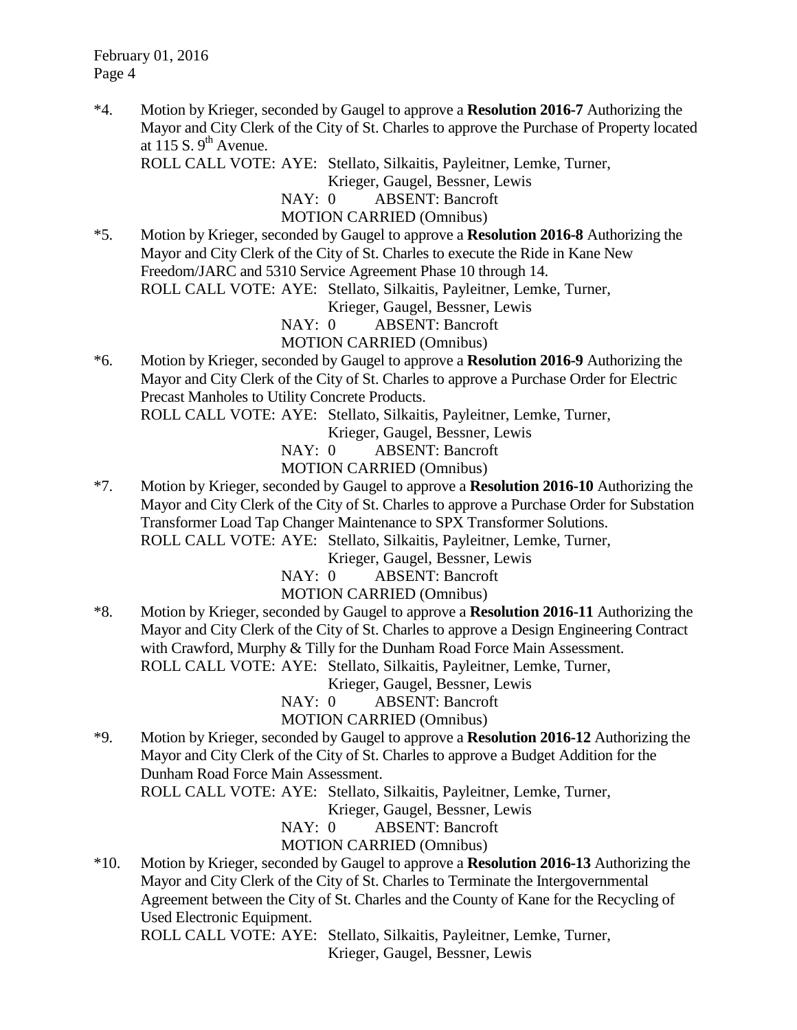*4. Motion by Krieger, seconded by Gaugel to approve a **Resolution 2016-7** Authorizing the Mayor and City Clerk of the City of St. Charles to approve the Purchase of Property located at 115 S. 9th Avenue.

ROLL CALL VOTE: AYE: Stellato, Silkaitis, Payleitner, Lemke, Turner, Krieger, Gaugel, Bessner, Lewis
NAY: 0 ABSENT: Bancroft
MOTION CARRIED (Omnibus)

*5. Motion by Krieger, seconded by Gaugel to approve a **Resolution 2016-8** Authorizing the Mayor and City Clerk of the City of St. Charles to execute the Ride in Kane New Freedom/JARC and 5310 Service Agreement Phase 10 through 14.

ROLL CALL VOTE: AYE: Stellato, Silkaitis, Payleitner, Lemke, Turner, Krieger, Gaugel, Bessner, Lewis
NAY: 0 ABSENT: Bancroft
MOTION CARRIED (Omnibus)

*6. Motion by Krieger, seconded by Gaugel to approve a **Resolution 2016-9** Authorizing the Mayor and City Clerk of the City of St. Charles to approve a Purchase Order for Electric Precast Manholes to Utility Concrete Products.

ROLL CALL VOTE: AYE: Stellato, Silkaitis, Payleitner, Lemke, Turner, Krieger, Gaugel, Bessner, Lewis
NAY: 0 ABSENT: Bancroft
MOTION CARRIED (Omnibus)

*7. Motion by Krieger, seconded by Gaugel to approve a **Resolution 2016-10** Authorizing the Mayor and City Clerk of the City of St. Charles to approve a Purchase Order for Substation Transformer Load Tap Changer Maintenance to SPX Transformer Solutions.

ROLL CALL VOTE: AYE: Stellato, Silkaitis, Payleitner, Lemke, Turner, Krieger, Gaugel, Bessner, Lewis
NAY: 0 ABSENT: Bancroft
MOTION CARRIED (Omnibus)

*8. Motion by Krieger, seconded by Gaugel to approve a **Resolution 2016-11** Authorizing the Mayor and City Clerk of the City of St. Charles to approve a Design Engineering Contract with Crawford, Murphy & Tilly for the Dunham Road Force Main Assessment.

ROLL CALL VOTE: AYE: Stellato, Silkaitis, Payleitner, Lemke, Turner, Krieger, Gaugel, Bessner, Lewis
NAY: 0 ABSENT: Bancroft
MOTION CARRIED (Omnibus)

*9. Motion by Krieger, seconded by Gaugel to approve a **Resolution 2016-12** Authorizing the Mayor and City Clerk of the City of St. Charles to approve a Budget Addition for the Dunham Road Force Main Assessment.

ROLL CALL VOTE: AYE: Stellato, Silkaitis, Payleitner, Lemke, Turner, Krieger, Gaugel, Bessner, Lewis
NAY: 0 ABSENT: Bancroft
MOTION CARRIED (Omnibus)

*10. Motion by Krieger, seconded by Gaugel to approve a **Resolution 2016-13** Authorizing the Mayor and City Clerk of the City of St. Charles to Terminate the Intergovernmental Agreement between the City of St. Charles and the County of Kane for the Recycling of Used Electronic Equipment.

ROLL CALL VOTE: AYE: Stellato, Silkaitis, Payleitner, Lemke, Turner, Krieger, Gaugel, Bessner, Lewis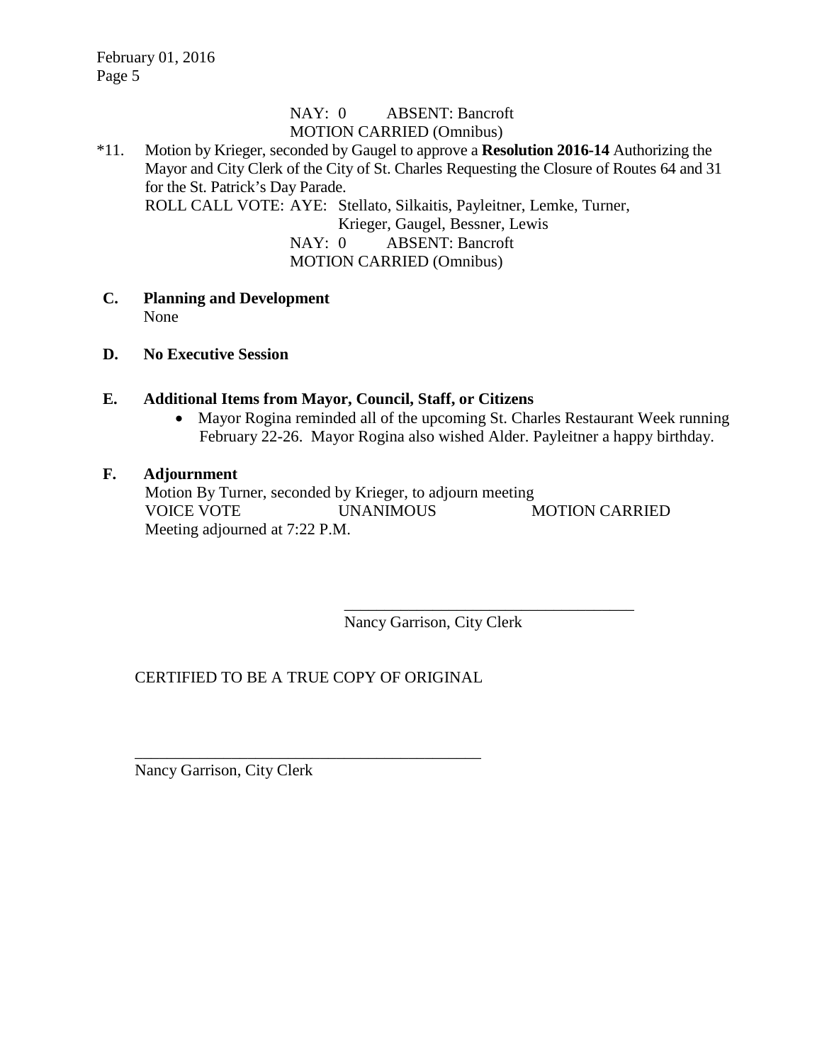NAY: 0 ABSENT: Bancroft
MOTION CARRIED (Omnibus)

*11. Motion by Krieger, seconded by Gaugel to approve a **Resolution 2016-14** Authorizing the Mayor and City Clerk of the City of St. Charles Requesting the Closure of Routes 64 and 31 for the St. Patrick's Day Parade.
ROLL CALL VOTE: AYE: Stellato, Silkaitis, Payleitner, Lemke, Turner, Krieger, Gaugel, Bessner, Lewis
NAY: 0 ABSENT: Bancroft
MOTION CARRIED (Omnibus)

**C. Planning and Development**
None

**D. No Executive Session**

**E. Additional Items from Mayor, Council, Staff, or Citizens**

- Mayor Rogina reminded all of the upcoming St. Charles Restaurant Week running February 22-26. Mayor Rogina also wished Alder. Payleitner a happy birthday.

**F. Adjournment**
Motion By Turner, seconded by Krieger, to adjourn meeting
VOICE VOTE UNANIMOUS MOTION CARRIED
Meeting adjourned at 7:22 P.M.

\_\_\_\_\_\_\_\_\_\_\_\_\_\_\_\_\_\_\_\_\_\_\_\_\_\_\_\_\_\_\_\_\_\_\_\_
Nancy Garrison, City Clerk

CERTIFIED TO BE A TRUE COPY OF ORIGINAL

\_\_\_\_\_\_\_\_\_\_\_\_\_\_\_\_\_\_\_\_\_\_\_\_\_\_\_\_\_\_\_\_\_\_\_\_
Nancy Garrison, City Clerk